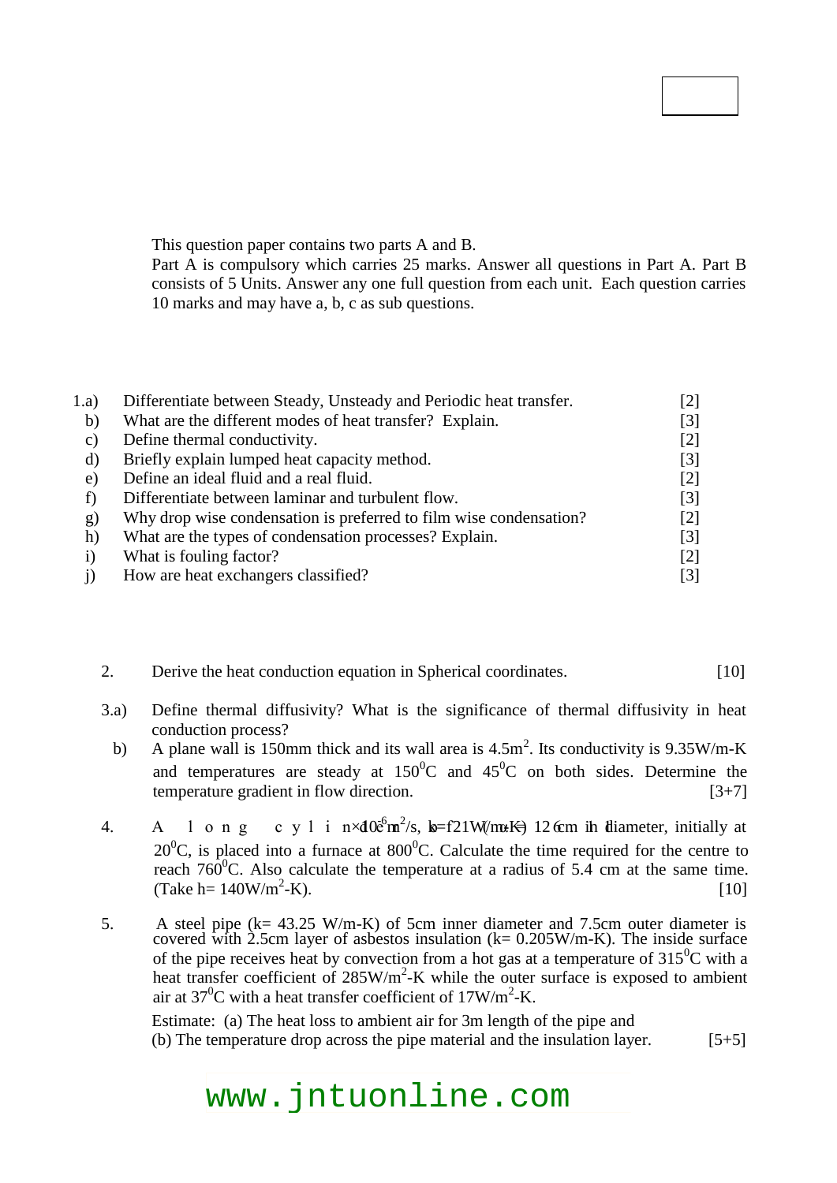This question paper contains two parts A and B.
Part A is compulsory which carries 25 marks. Answer all questions in Part A. Part B consists of 5 Units. Answer any one full question from each unit. Each question carries 10 marks and may have a, b, c as sub questions.

1.a) Differentiate between Steady, Unsteady and Periodic heat transfer. [2]
b) What are the different modes of heat transfer? Explain. [3]
c) Define thermal conductivity. [2]
d) Briefly explain lumped heat capacity method. [3]
e) Define an ideal fluid and a real fluid. [2]
f) Differentiate between laminar and turbulent flow. [3]
g) Why drop wise condensation is preferred to film wise condensation? [2]
h) What are the types of condensation processes? Explain. [3]
i) What is fouling factor? [2]
j) How are heat exchangers classified? [3]

2. Derive the heat conduction equation in Spherical coordinates. [10]

3.a) Define thermal diffusivity? What is the significance of thermal diffusivity in heat conduction process?
b) A plane wall is 150mm thick and its wall area is $4.5m^2$. Its conductivity is 9.35W/m-K and temperatures are steady at $150^0$C and $45^0$C on both sides. Determine the temperature gradient in flow direction. [3+7]

4. A long cylinder ($\alpha = 6\times10^{-6} m^2/s$, k=21W/m-K) 12 cm in diameter, initially at $20^0$C, is placed into a furnace at $800^0$C. Calculate the time required for the centre to reach $760^0$C. Also calculate the temperature at a radius of 5.4 cm at the same time. (Take h= $140W/m^2$-K). [10]

5. A steel pipe (k= 43.25 W/m-K) of 5cm inner diameter and 7.5cm outer diameter is covered with 2.5cm layer of asbestos insulation (k= 0.205W/m-K). The inside surface of the pipe receives heat by convection from a hot gas at a temperature of $315^0$C with a heat transfer coefficient of $285W/m^2$-K while the outer surface is exposed to ambient air at $37^0$C with a heat transfer coefficient of $17W/m^2$-K.

Estimate: (a) The heat loss to ambient air for 3m length of the pipe and
(b) The temperature drop across the pipe material and the insulation layer. [5+5]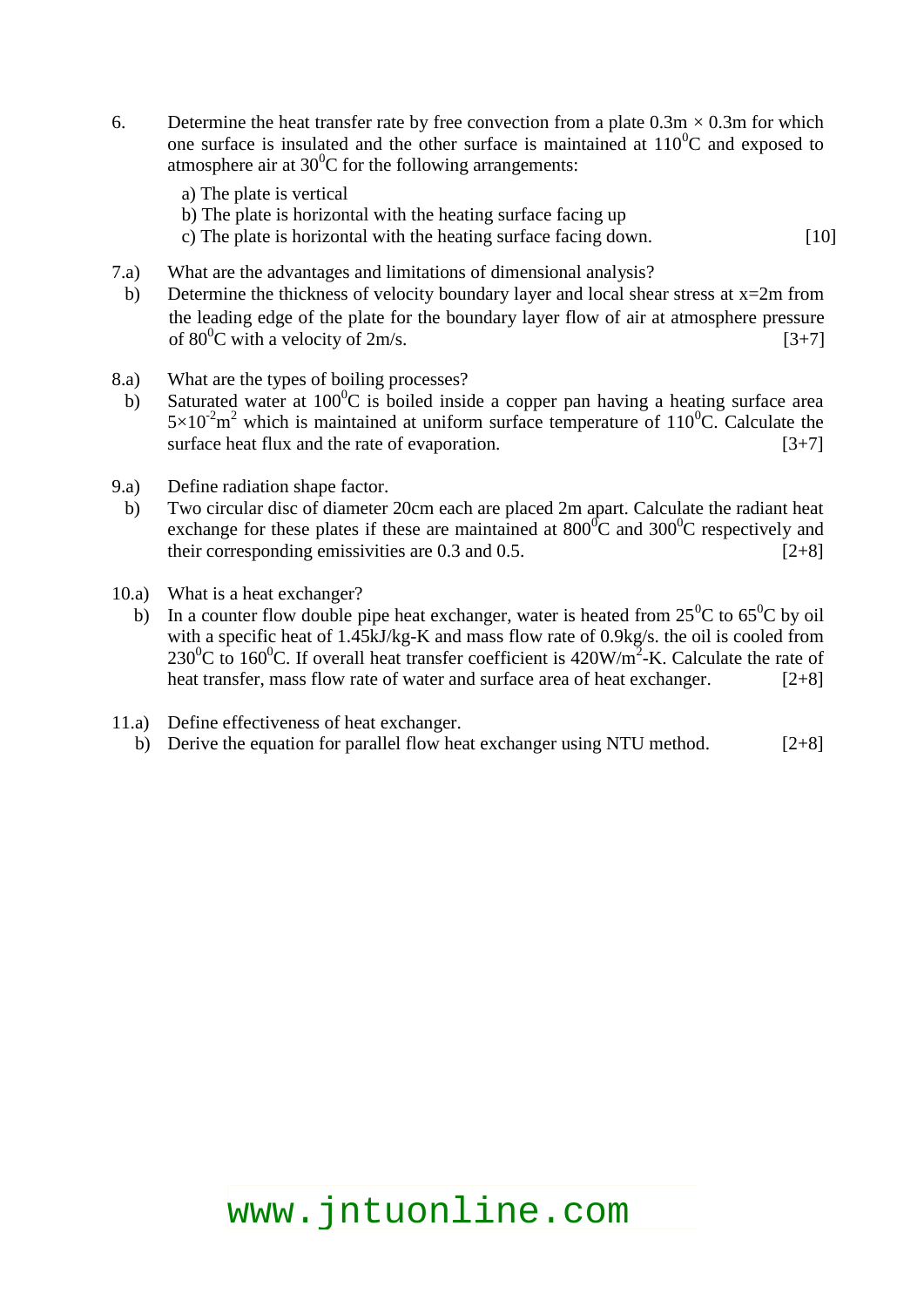6. Determine the heat transfer rate by free convection from a plate 0.3m × 0.3m for which one surface is insulated and the other surface is maintained at $110^0$C and exposed to atmosphere air at $30^0$C for the following arrangements:

   a) The plate is vertical
   b) The plate is horizontal with the heating surface facing up
   c) The plate is horizontal with the heating surface facing down. [10]

7.a) What are the advantages and limitations of dimensional analysis?

   b) Determine the thickness of velocity boundary layer and local shear stress at x=2m from the leading edge of the plate for the boundary layer flow of air at atmosphere pressure of $80^0$C with a velocity of 2m/s. [3+7]

8.a) What are the types of boiling processes?

   b) Saturated water at $100^0$C is boiled inside a copper pan having a heating surface area $5\times10^{-2}$m$^2$ which is maintained at uniform surface temperature of $110^0$C. Calculate the surface heat flux and the rate of evaporation. [3+7]

9.a) Define radiation shape factor.

   b) Two circular disc of diameter 20cm each are placed 2m apart. Calculate the radiant heat exchange for these plates if these are maintained at $800^0$C and $300^0$C respectively and their corresponding emissivities are 0.3 and 0.5. [2+8]

10.a) What is a heat exchanger?

   b) In a counter flow double pipe heat exchanger, water is heated from $25^0$C to $65^0$C by oil with a specific heat of 1.45kJ/kg-K and mass flow rate of 0.9kg/s. the oil is cooled from $230^0$C to $160^0$C. If overall heat transfer coefficient is 420W/m$^2$-K. Calculate the rate of heat transfer, mass flow rate of water and surface area of heat exchanger. [2+8]

11.a) Define effectiveness of heat exchanger.

   b) Derive the equation for parallel flow heat exchanger using NTU method. [2+8]

www.jntuonline.com